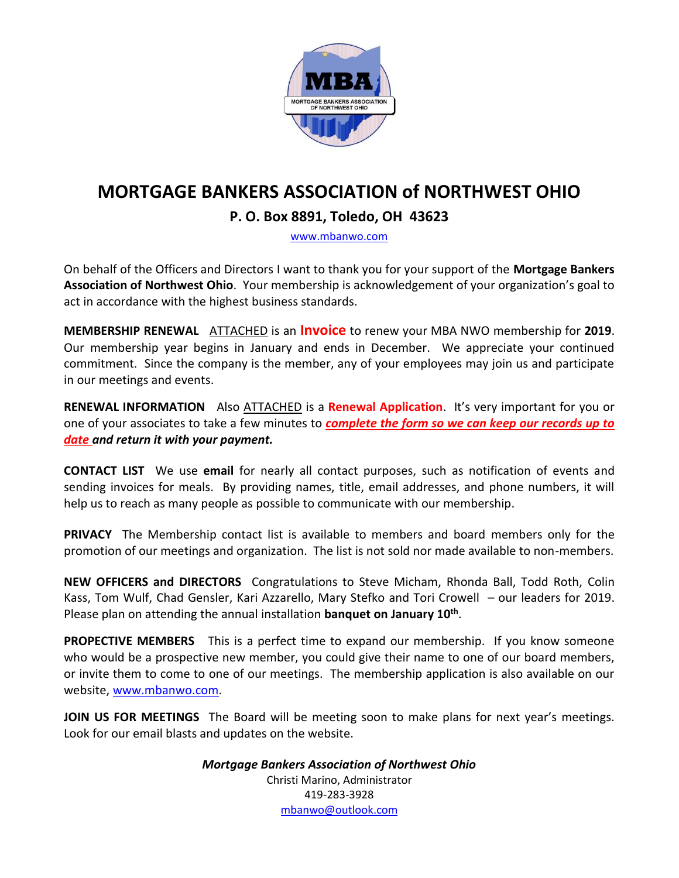# MORTGAGE BANKERS ASSOCIATION of NORTHWEST OHIO

## P. O. Box 8891, Toledo, OH 43623

www.mbanwo.com

On behalf of the Officers and Directors I want to thank you for your support of the **Mortgage Bankers Association of Northwest Ohio**. Your membership is acknowledgement of your organization's goal to act in accordance with the highest business standards.

**MEMBERSHIP RENEWAL** ATTACHED is an **Invoice** to renew your MBA NWO membership for **2019**. Our membership year begins in January and ends in December. We appreciate your continued commitment. Since the company is the member, any of your employees may join us and participate in our meetings and events.

**RENEWAL INFORMATION** Also ATTACHED is a **Renewal Application**. It's very important for you or one of your associates to take a few minutes to ***complete the form so we can keep our records up to date and return it with your payment.***

**CONTACT LIST** We use **email** for nearly all contact purposes, such as notification of events and sending invoices for meals. By providing names, title, email addresses, and phone numbers, it will help us to reach as many people as possible to communicate with our membership.

**PRIVACY** The Membership contact list is available to members and board members only for the promotion of our meetings and organization. The list is not sold nor made available to non-members.

**NEW OFFICERS and DIRECTORS** Congratulations to Steve Micham, Rhonda Ball, Todd Roth, Colin Kass, Tom Wulf, Chad Gensler, Kari Azzarello, Mary Stefko and Tori Crowell – our leaders for 2019. Please plan on attending the annual installation **banquet on January 10th**.

**PROPECTIVE MEMBERS** This is a perfect time to expand our membership. If you know someone who would be a prospective new member, you could give their name to one of our board members, or invite them to come to one of our meetings. The membership application is also available on our website, www.mbanwo.com.

**JOIN US FOR MEETINGS** The Board will be meeting soon to make plans for next year's meetings. Look for our email blasts and updates on the website.

***Mortgage Bankers Association of Northwest Ohio***
Christi Marino, Administrator
419-283-3928
mbanwo@outlook.com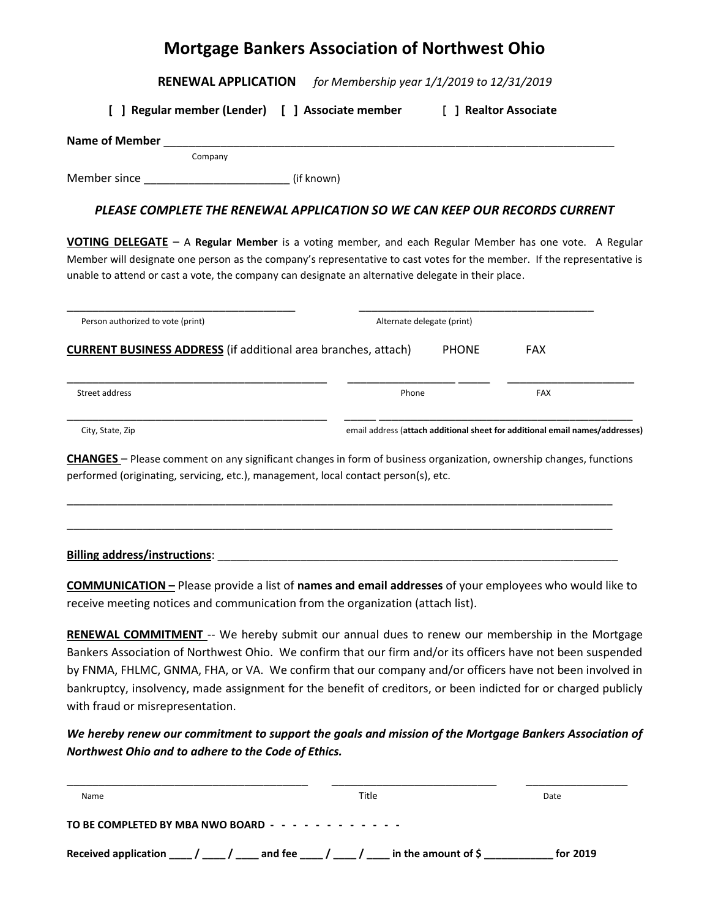# Mortgage Bankers Association of Northwest Ohio

**RENEWAL APPLICATION** *for Membership year 1/1/2019 to 12/31/2019*

**[ ] Regular member (Lender)** **[ ] Associate member** **[ ] Realtor Associate**

**Name of Member** ___________________________________________________________________________
Company

Member since ______________________ (if known)

***PLEASE COMPLETE THE RENEWAL APPLICATION SO WE CAN KEEP OUR RECORDS CURRENT***

**VOTING DELEGATE** – A **Regular Member** is a voting member, and each Regular Member has one vote. A Regular Member will designate one person as the company's representative to cast votes for the member. If the representative is unable to attend or cast a vote, the company can designate an alternative delegate in their place.

_____________________________________ _____________________________________
Person authorized to vote (print) Alternate delegate (print)

**CURRENT BUSINESS ADDRESS** (if additional area branches, attach) PHONE FAX

___________________________________________ _________________ _____ ____________________
Street address Phone FAX

___________________________________________ _____ ___________________________________________
City, State, Zip email address (**attach additional sheet for additional email names/addresses)**

**CHANGES** – Please comment on any significant changes in form of business organization, ownership changes, functions performed (originating, servicing, etc.), management, local contact person(s), etc.

_____________________________________________________________________________________________

_____________________________________________________________________________________________

**Billing address/instructions**: _______________________________________________________________

**COMMUNICATION –** Please provide a list of **names and email addresses** of your employees who would like to receive meeting notices and communication from the organization (attach list).

**RENEWAL COMMITMENT** -- We hereby submit our annual dues to renew our membership in the Mortgage Bankers Association of Northwest Ohio. We confirm that our firm and/or its officers have not been suspended by FNMA, FHLMC, GNMA, FHA, or VA. We confirm that our company and/or officers have not been involved in bankruptcy, insolvency, made assignment for the benefit of creditors, or been indicted for or charged publicly with fraud or misrepresentation.

***We hereby renew our commitment to support the goals and mission of the Mortgage Bankers Association of Northwest Ohio and to adhere to the Code of Ethics.***

_____________________________________ __________________________ ________________
Name Title Date

**TO BE COMPLETED BY MBA NWO BOARD - - - - - - - - - - - - -**

**Received application ____ / ____ / ____ and fee ____ / ____ / ____ in the amount of $ ___________ for 2019**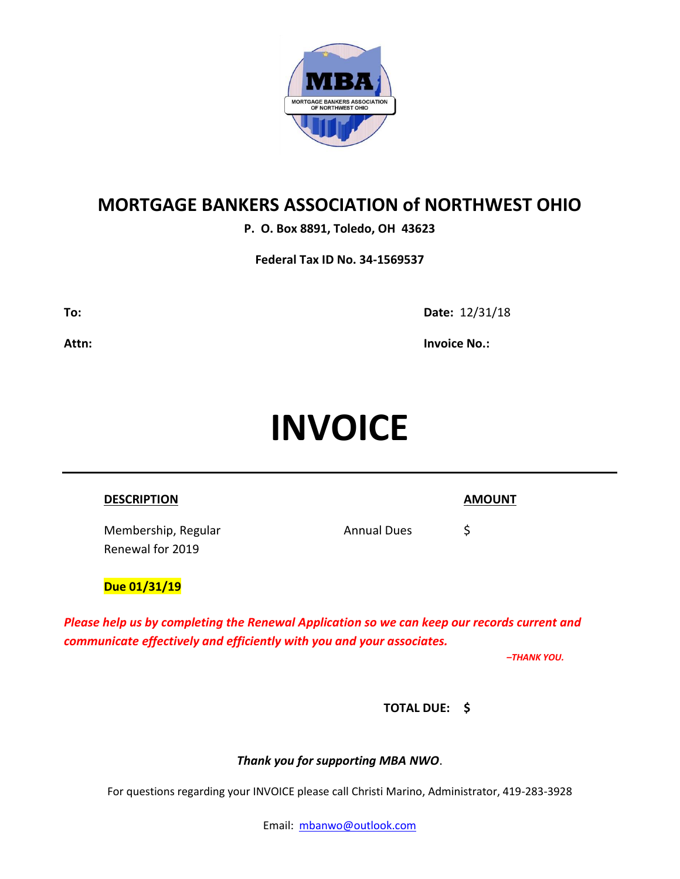# MORTGAGE BANKERS ASSOCIATION of NORTHWEST OHIO

**P. O. Box 8891, Toledo, OH 43623**

**Federal Tax ID No. 34-1569537**

**To:** 

**Date:** 12/31/18

**Attn:** 

**Invoice No.:**

# INVOICE

| DESCRIPTION | | AMOUNT |
|---|---|---|
| Membership, Regular<br>Renewal for 2019 | Annual Dues | $ |

**Due 01/31/19**

***Please help us by completing the Renewal Application so we can keep our records current and communicate effectively and efficiently with you and your associates.***

*–THANK YOU.*

**TOTAL DUE: $**

*Thank you for supporting MBA NWO*.

For questions regarding your INVOICE please call Christi Marino, Administrator, 419-283-3928

Email: mbanwo@outlook.com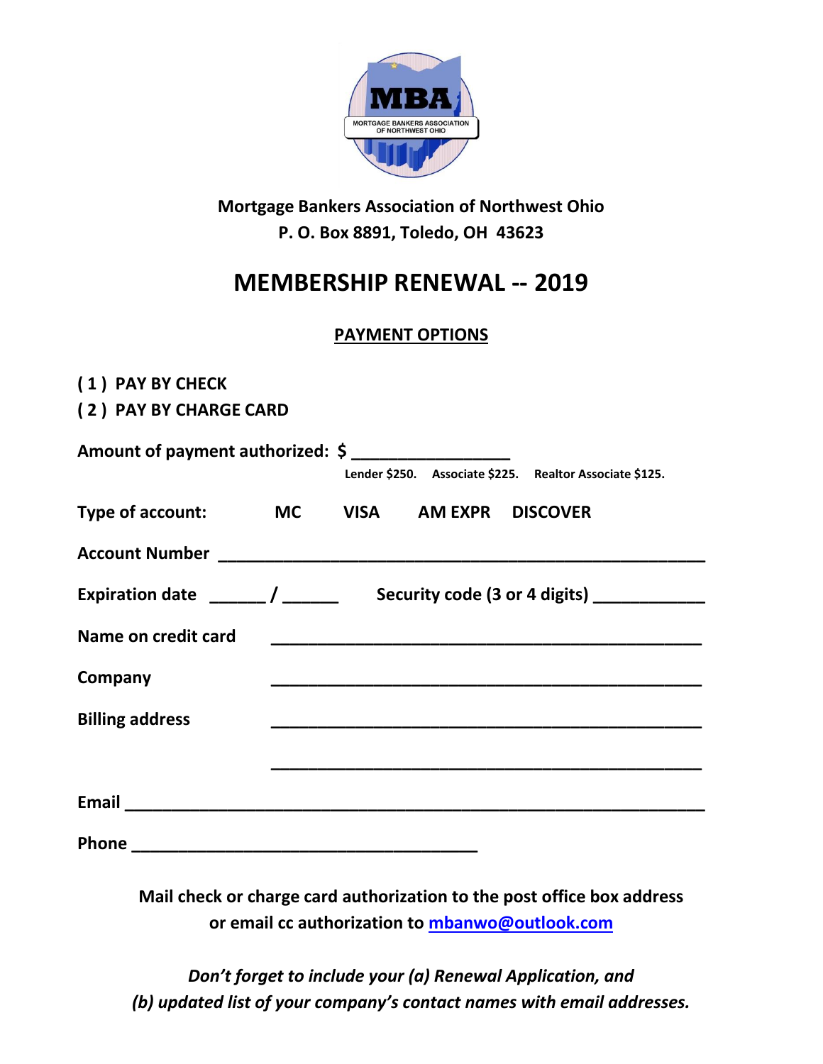Mortgage Bankers Association of Northwest Ohio
P. O. Box 8891, Toledo, OH 43623

# MEMBERSHIP RENEWAL -- 2019

## PAYMENT OPTIONS

**( 1 ) PAY BY CHECK**

**( 2 ) PAY BY CHARGE CARD**

**Amount of payment authorized: $ _________________**

Lender $250. Associate $225. Realtor Associate $125.

**Type of account:** MC VISA AM EXPR DISCOVER

**Account Number** ____________________________________________________

**Expiration date** ______ / ______ **Security code (3 or 4 digits)** ____________

**Name on credit card** ______________________________________________

**Company** ______________________________________________

**Billing address** ______________________________________________

______________________________________________

**Email** _____________________________________________________________

**Phone** _____________________________________

**Mail check or charge card authorization to the post office box address or email cc authorization to mbanwo@outlook.com**

***Don't forget to include your (a) Renewal Application, and (b) updated list of your company's contact names with email addresses.***